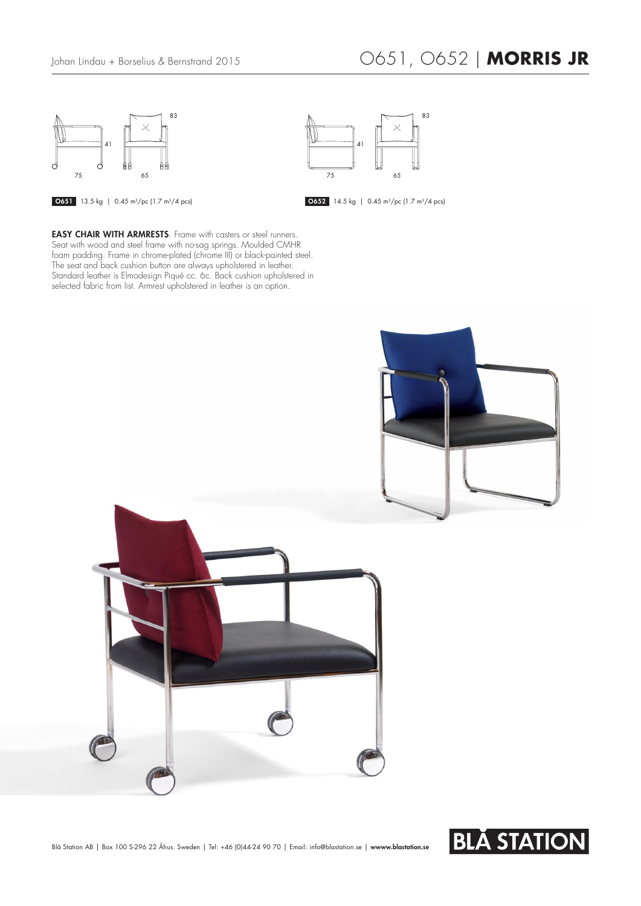Johan Lindau + Borselius & Bernstrand 2015

# O651, O652 | **MORRIS JR**

**O651** 13.5 kg | 0.45 $m^3$/pc (1.7 $m^3$/4 pcs)

**O652** 14.5 kg | 0.45 $m^3$/pc (1.7 $m^3$/4 pcs)

**EASY CHAIR WITH ARMRESTS**. Frame with casters or steel runners. Seat with wood and steel frame with no-sag springs. Moulded CMHR foam padding. Frame in chrome-plated (chrome III) or black-painted steel. The seat and back cushion button are always upholstered in leather. Standard leather is Elmodesign Piqué cc. 6c. Back cushion upholstered in selected fabric from list. Armrest upholstered in leather is an option.

Blå Station AB | Box 100 S-296 22 Åhus. Sweden | Tel: +46 (0)44-24 90 70 | Email: info@blastation.se | **wwww.blastation.se**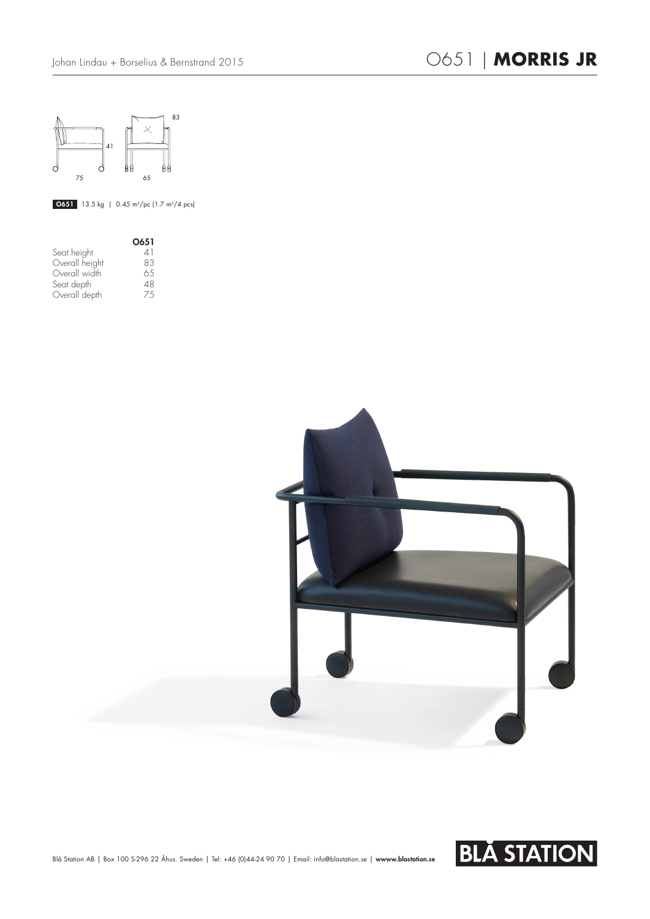Johan Lindau + Borselius & Bernstrand 2015

# O651 | **MORRIS JR**

**O651** 13.5 kg | 0.45 $m^3$/pc (1.7 $m^3$/4 pcs)

| | **O651** |
|---|---|
| Seat height | 41 |
| Overall height | 83 |
| Overall width | 65 |
| Seat depth | 48 |
| Overall depth | 75 |

Blå Station AB | Box 100 S-296 22 Åhus. Sweden | Tel: +46 (0)44-24 90 70 | Email: info@blastation.se | **wwww.blastation.se**

**BLÅ STATION**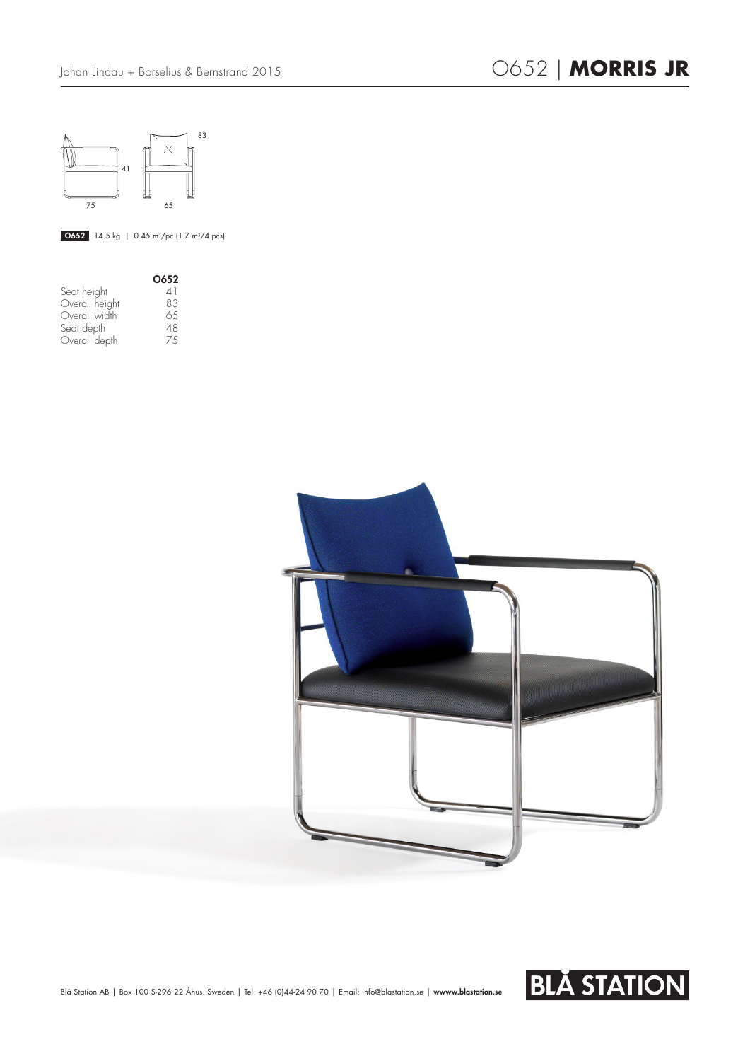Johan Lindau + Borselius & Bernstrand 2015

# O652 | **MORRIS JR**

83

41

75

65

**O652** 14.5 kg | 0.45 m³/pc (1.7 m³/4 pcs)

| | **O652** |
|---|---|
| Seat height | 41 |
| Overall height | 83 |
| Overall width | 65 |
| Seat depth | 48 |
| Overall depth | 75 |

Blå Station AB | Box 100 S-296 22 Åhus. Sweden | Tel: +46 (0)44-24 90 70 | Email: info@blastation.se | **wwww.blastation.se**

**BLÅ STATION**